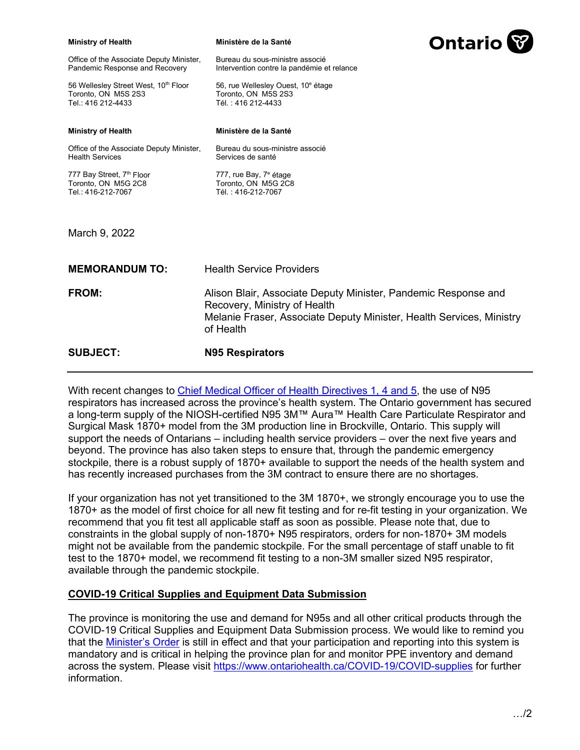**Ministry of Health**

Office of the Associate Deputy Minister, Pandemic Response and Recovery

56 Wellesley Street West, 10th Floor
Toronto, ON M5S 2S3
Tel.: 416 212-4433

**Ministère de la Santé**

Bureau du sous-ministre associé
Intervention contre la pandémie et relance

56, rue Wellesley Ouest, 10e étage
Toronto, ON M5S 2S3
Tél. : 416 212-4433

**Ministry of Health**

Office of the Associate Deputy Minister, Health Services

777 Bay Street, 7th Floor
Toronto, ON M5G 2C8
Tel.: 416-212-7067

**Ministère de la Santé**

Bureau du sous-ministre associé
Services de santé

777, rue Bay, 7e étage
Toronto, ON M5G 2C8
Tél. : 416-212-7067

Ontario

March 9, 2022

**MEMORANDUM TO:** Health Service Providers

**FROM:** Alison Blair, Associate Deputy Minister, Pandemic Response and Recovery, Ministry of Health
Melanie Fraser, Associate Deputy Minister, Health Services, Ministry of Health

**SUBJECT:** **N95 Respirators**

---

With recent changes to Chief Medical Officer of Health Directives 1, 4 and 5, the use of N95 respirators has increased across the province's health system. The Ontario government has secured a long-term supply of the NIOSH-certified N95 3M™ Aura™ Health Care Particulate Respirator and Surgical Mask 1870+ model from the 3M production line in Brockville, Ontario. This supply will support the needs of Ontarians – including health service providers – over the next five years and beyond. The province has also taken steps to ensure that, through the pandemic emergency stockpile, there is a robust supply of 1870+ available to support the needs of the health system and has recently increased purchases from the 3M contract to ensure there are no shortages.

If your organization has not yet transitioned to the 3M 1870+, we strongly encourage you to use the 1870+ as the model of first choice for all new fit testing and for re-fit testing in your organization. We recommend that you fit test all applicable staff as soon as possible. Please note that, due to constraints in the global supply of non-1870+ N95 respirators, orders for non-1870+ 3M models might not be available from the pandemic stockpile. For the small percentage of staff unable to fit test to the 1870+ model, we recommend fit testing to a non-3M smaller sized N95 respirator, available through the pandemic stockpile.

## COVID-19 Critical Supplies and Equipment Data Submission

The province is monitoring the use and demand for N95s and all other critical products through the COVID-19 Critical Supplies and Equipment Data Submission process. We would like to remind you that the Minister's Order is still in effect and that your participation and reporting into this system is mandatory and is critical in helping the province plan for and monitor PPE inventory and demand across the system. Please visit https://www.ontariohealth.ca/COVID-19/COVID-supplies for further information.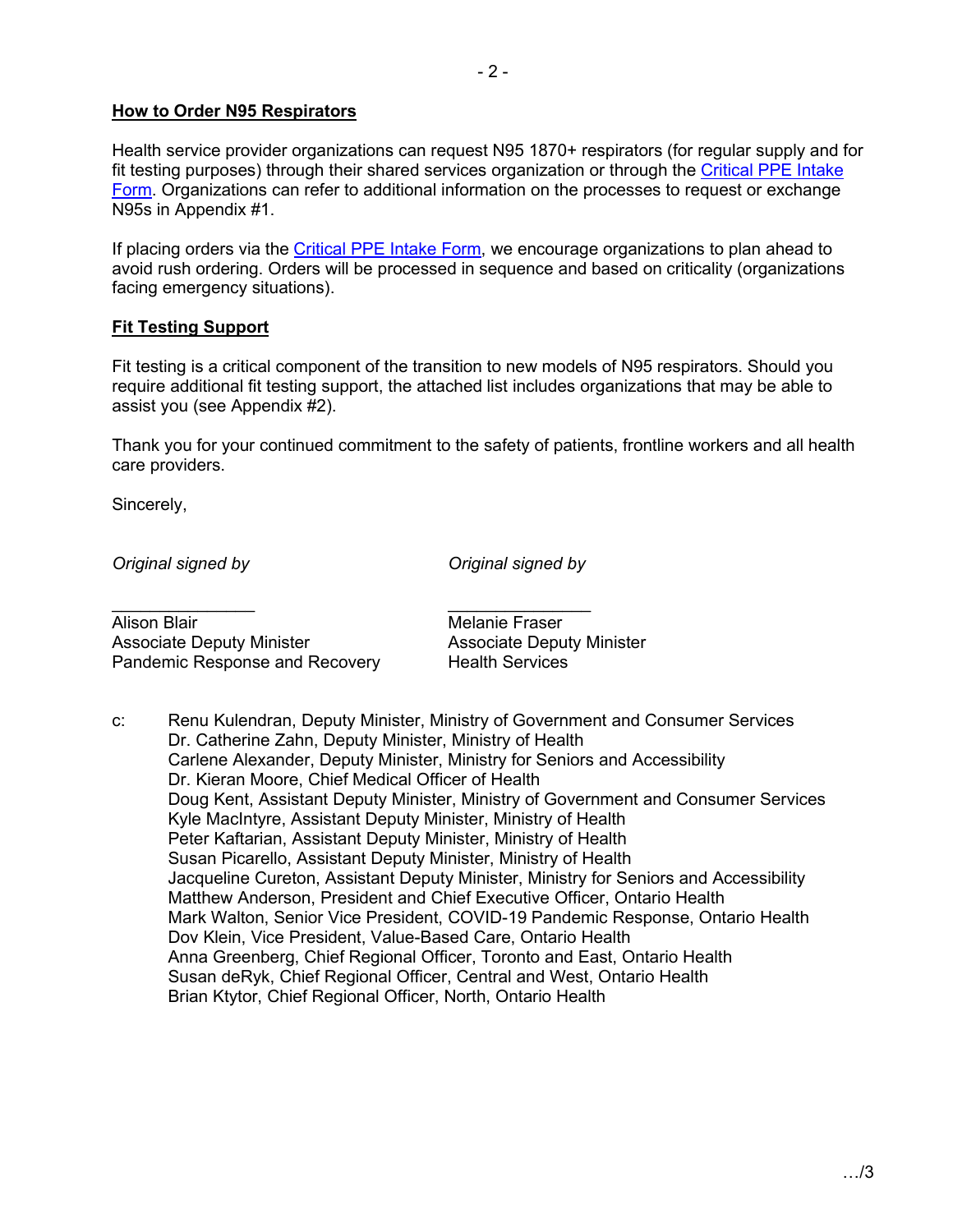**How to Order N95 Respirators**

Health service provider organizations can request N95 1870+ respirators (for regular supply and for fit testing purposes) through their shared services organization or through the Critical PPE Intake Form. Organizations can refer to additional information on the processes to request or exchange N95s in Appendix #1.

If placing orders via the Critical PPE Intake Form, we encourage organizations to plan ahead to avoid rush ordering. Orders will be processed in sequence and based on criticality (organizations facing emergency situations).

**Fit Testing Support**

Fit testing is a critical component of the transition to new models of N95 respirators. Should you require additional fit testing support, the attached list includes organizations that may be able to assist you (see Appendix #2).

Thank you for your continued commitment to the safety of patients, frontline workers and all health care providers.

Sincerely,

*Original signed by*

Alison Blair
Associate Deputy Minister
Pandemic Response and Recovery

*Original signed by*

Melanie Fraser
Associate Deputy Minister
Health Services

c: Renu Kulendran, Deputy Minister, Ministry of Government and Consumer Services
Dr. Catherine Zahn, Deputy Minister, Ministry of Health
Carlene Alexander, Deputy Minister, Ministry for Seniors and Accessibility
Dr. Kieran Moore, Chief Medical Officer of Health
Doug Kent, Assistant Deputy Minister, Ministry of Government and Consumer Services
Kyle MacIntyre, Assistant Deputy Minister, Ministry of Health
Peter Kaftarian, Assistant Deputy Minister, Ministry of Health
Susan Picarello, Assistant Deputy Minister, Ministry of Health
Jacqueline Cureton, Assistant Deputy Minister, Ministry for Seniors and Accessibility
Matthew Anderson, President and Chief Executive Officer, Ontario Health
Mark Walton, Senior Vice President, COVID-19 Pandemic Response, Ontario Health
Dov Klein, Vice President, Value-Based Care, Ontario Health
Anna Greenberg, Chief Regional Officer, Toronto and East, Ontario Health
Susan deRyk, Chief Regional Officer, Central and West, Ontario Health
Brian Ktytor, Chief Regional Officer, North, Ontario Health

…/3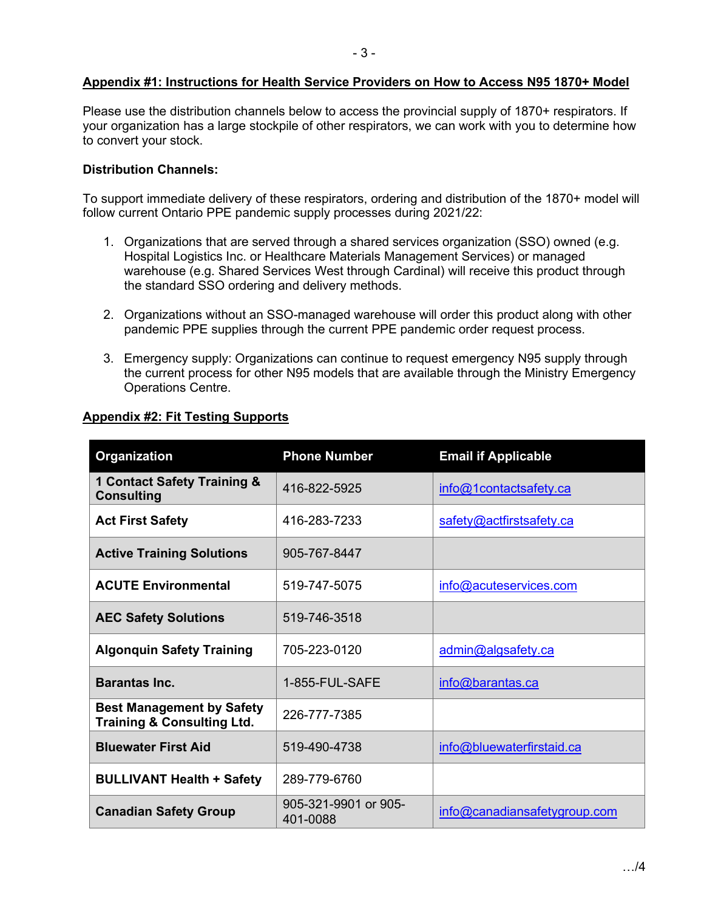## Appendix #1: Instructions for Health Service Providers on How to Access N95 1870+ Model

Please use the distribution channels below to access the provincial supply of 1870+ respirators. If your organization has a large stockpile of other respirators, we can work with you to determine how to convert your stock.

**Distribution Channels:**

To support immediate delivery of these respirators, ordering and distribution of the 1870+ model will follow current Ontario PPE pandemic supply processes during 2021/22:

1. Organizations that are served through a shared services organization (SSO) owned (e.g. Hospital Logistics Inc. or Healthcare Materials Management Services) or managed warehouse (e.g. Shared Services West through Cardinal) will receive this product through the standard SSO ordering and delivery methods.

2. Organizations without an SSO-managed warehouse will order this product along with other pandemic PPE supplies through the current PPE pandemic order request process.

3. Emergency supply: Organizations can continue to request emergency N95 supply through the current process for other N95 models that are available through the Ministry Emergency Operations Centre.

## Appendix #2: Fit Testing Supports

| Organization | Phone Number | Email if Applicable |
| --- | --- | --- |
| **1 Contact Safety Training & Consulting** | 416-822-5925 | info@1contactsafety.ca |
| **Act First Safety** | 416-283-7233 | safety@actfirstsafety.ca |
| **Active Training Solutions** | 905-767-8447 | |
| **ACUTE Environmental** | 519-747-5075 | info@acuteservices.com |
| **AEC Safety Solutions** | 519-746-3518 | |
| **Algonquin Safety Training** | 705-223-0120 | admin@algsafety.ca |
| **Barantas Inc.** | 1-855-FUL-SAFE | info@barantas.ca |
| **Best Management by Safety Training & Consulting Ltd.** | 226-777-7385 | |
| **Bluewater First Aid** | 519-490-4738 | info@bluewaterfirstaid.ca |
| **BULLIVANT Health + Safety** | 289-779-6760 | |
| **Canadian Safety Group** | 905-321-9901 or 905-401-0088 | info@canadiansafetygroup.com |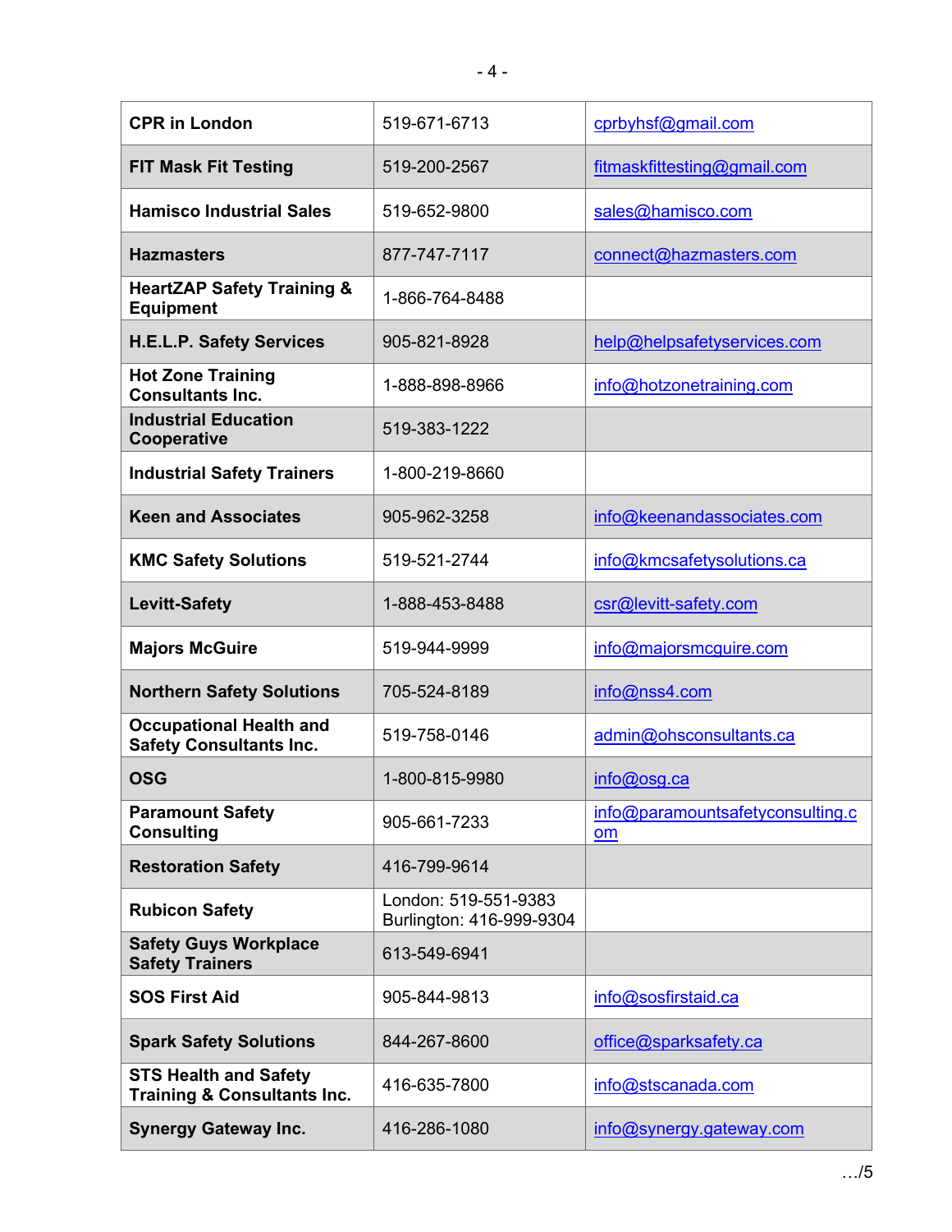| CPR in London | 519-671-6713 | cprbyhsf@gmail.com |
|---|---|---|
| FIT Mask Fit Testing | 519-200-2567 | fitmaskfittesting@gmail.com |
| Hamisco Industrial Sales | 519-652-9800 | sales@hamisco.com |
| Hazmasters | 877-747-7117 | connect@hazmasters.com |
| HeartZAP Safety Training & Equipment | 1-866-764-8488 | |
| H.E.L.P. Safety Services | 905-821-8928 | help@helpsafetyservices.com |
| Hot Zone Training Consultants Inc. | 1-888-898-8966 | info@hotzonetraining.com |
| Industrial Education Cooperative | 519-383-1222 | |
| Industrial Safety Trainers | 1-800-219-8660 | |
| Keen and Associates | 905-962-3258 | info@keenandassociates.com |
| KMC Safety Solutions | 519-521-2744 | info@kmcsafetysolutions.ca |
| Levitt-Safety | 1-888-453-8488 | csr@levitt-safety.com |
| Majors McGuire | 519-944-9999 | info@majorsmcguire.com |
| Northern Safety Solutions | 705-524-8189 | info@nss4.com |
| Occupational Health and Safety Consultants Inc. | 519-758-0146 | admin@ohsconsultants.ca |
| OSG | 1-800-815-9980 | info@osg.ca |
| Paramount Safety Consulting | 905-661-7233 | info@paramountsafetyconsulting.com |
| Restoration Safety | 416-799-9614 | |
| Rubicon Safety | London: 519-551-9383 Burlington: 416-999-9304 | |
| Safety Guys Workplace Safety Trainers | 613-549-6941 | |
| SOS First Aid | 905-844-9813 | info@sosfirstaid.ca |
| Spark Safety Solutions | 844-267-8600 | office@sparksafety.ca |
| STS Health and Safety Training & Consultants Inc. | 416-635-7800 | info@stscanada.com |
| Synergy Gateway Inc. | 416-286-1080 | info@synergy.gateway.com |

…/5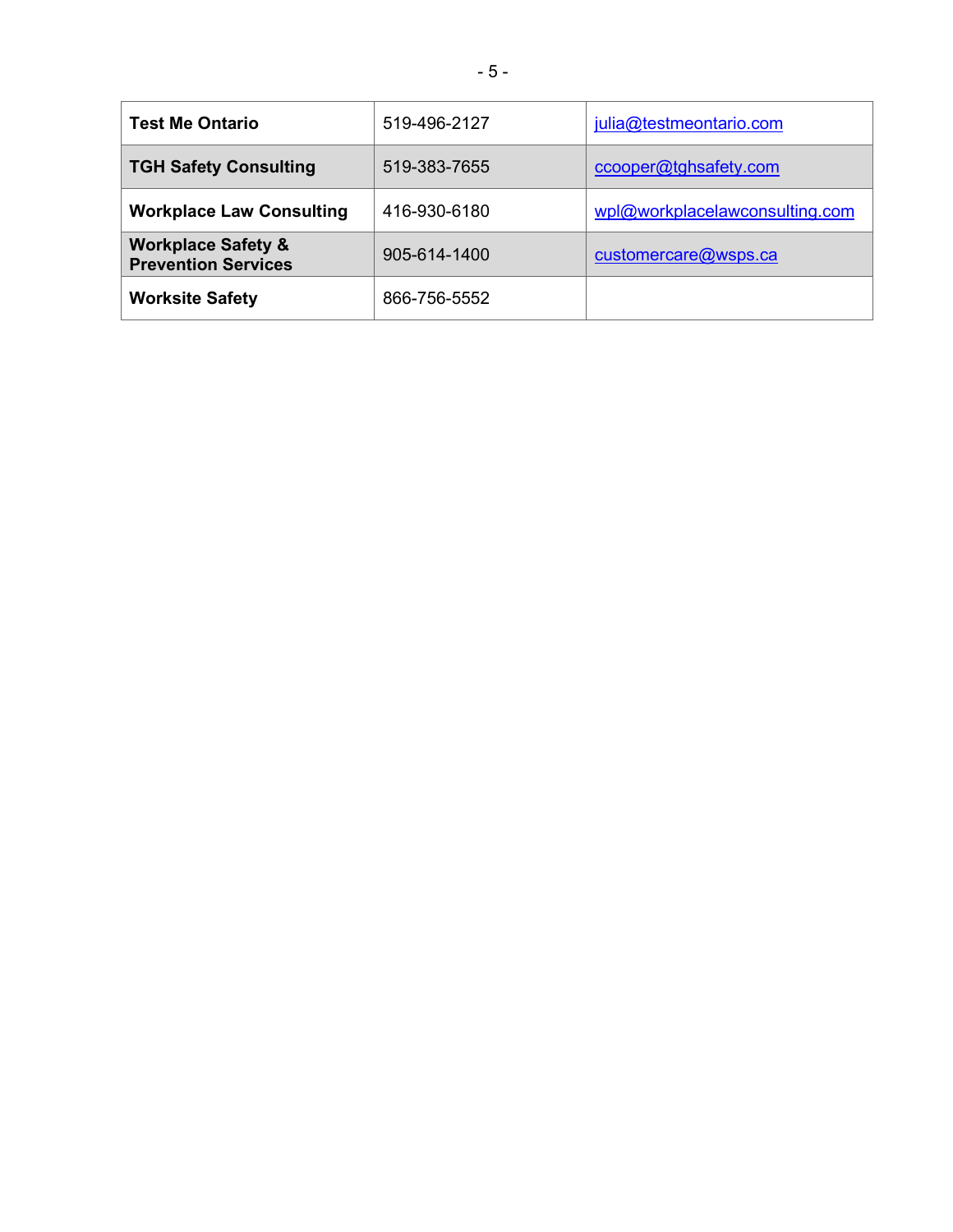| | | |
|---|---|---|
| **Test Me Ontario** | 519-496-2127 | julia@testmeontario.com |
| **TGH Safety Consulting** | 519-383-7655 | ccooper@tghsafety.com |
| **Workplace Law Consulting** | 416-930-6180 | wpl@workplacelawconsulting.com |
| **Workplace Safety & Prevention Services** | 905-614-1400 | customercare@wsps.ca |
| **Worksite Safety** | 866-756-5552 | |